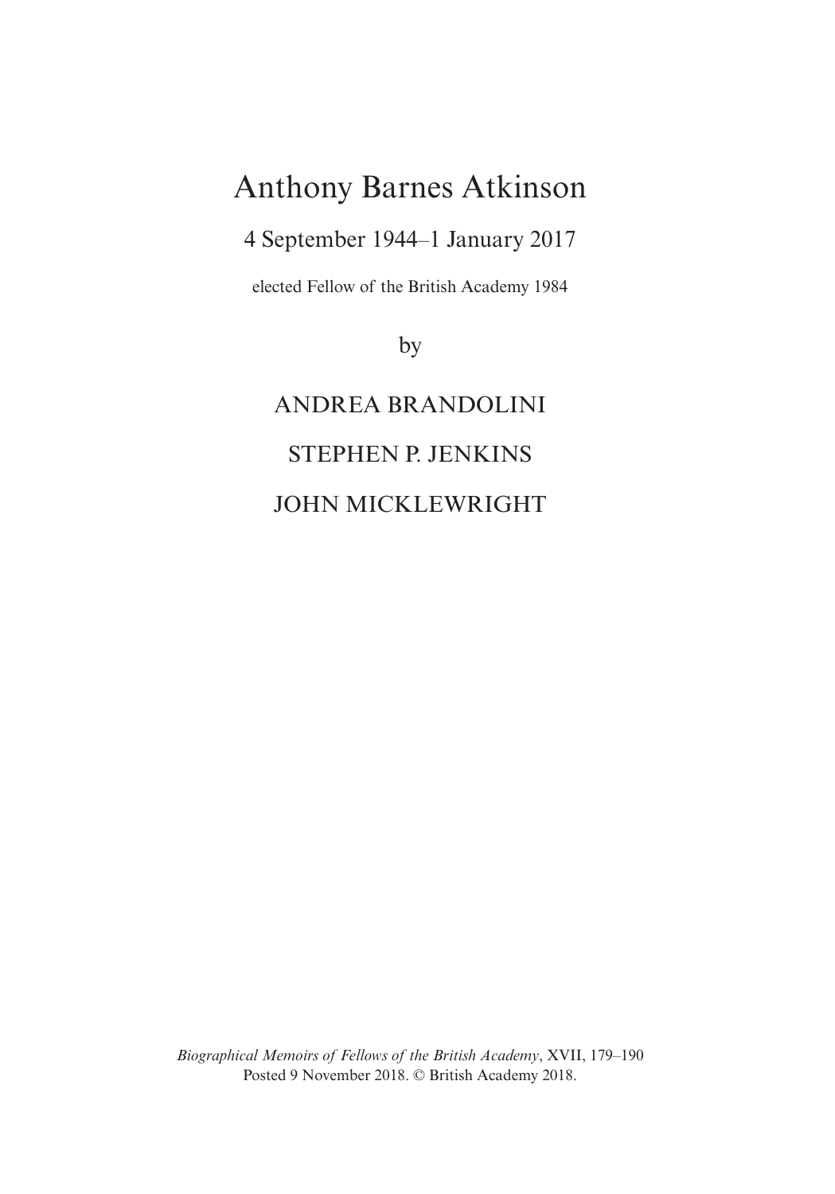# Anthony Barnes Atkinson

4 September 1944–1 January 2017

elected Fellow of the British Academy 1984

by

ANDREA BRANDOLINI

STEPHEN P. JENKINS

JOHN MICKLEWRIGHT

*Biographical Memoirs of Fellows of the British Academy*, XVII, 179–190
Posted 9 November 2018. © British Academy 2018.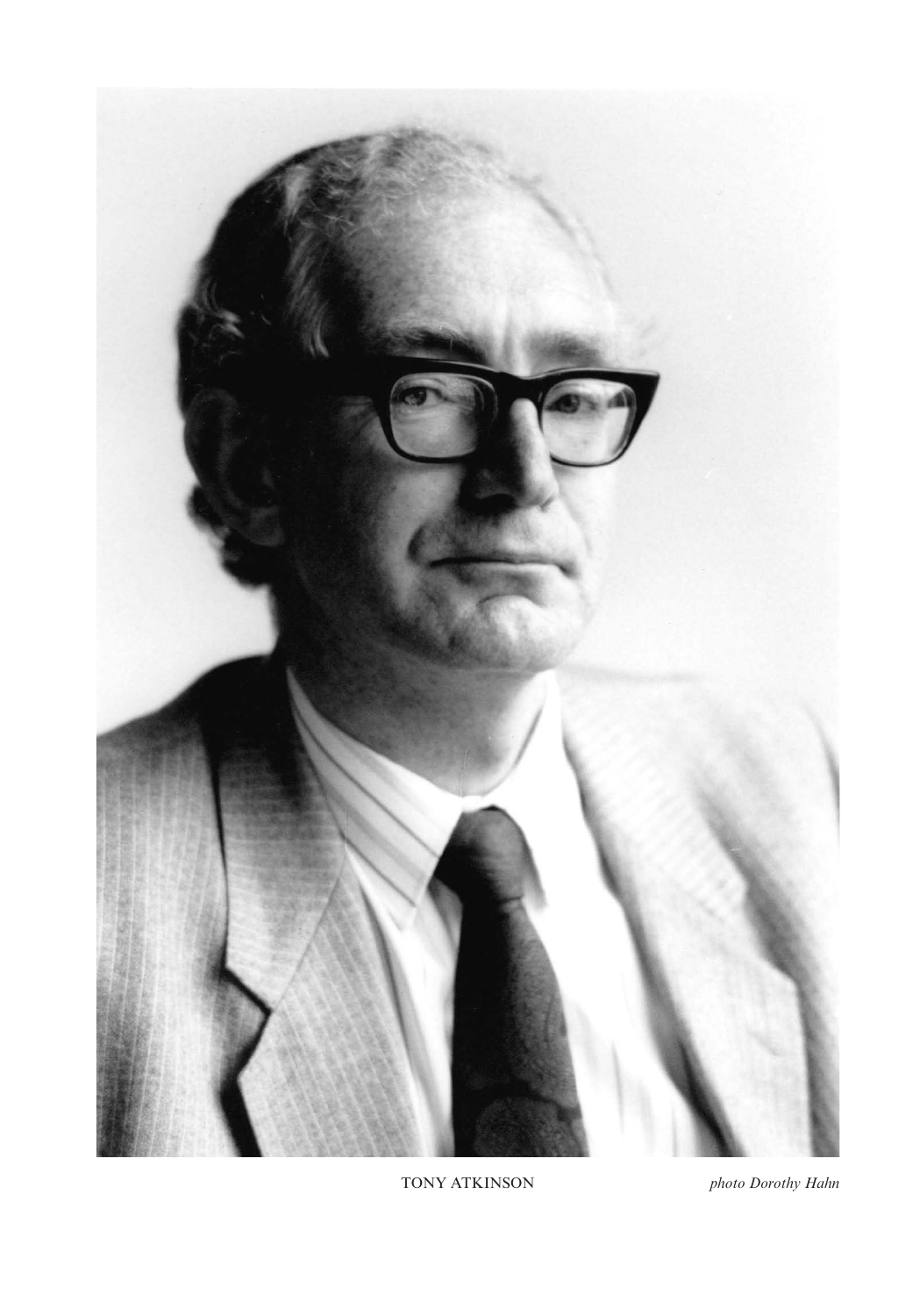TONY ATKINSON *photo Dorothy Hahn*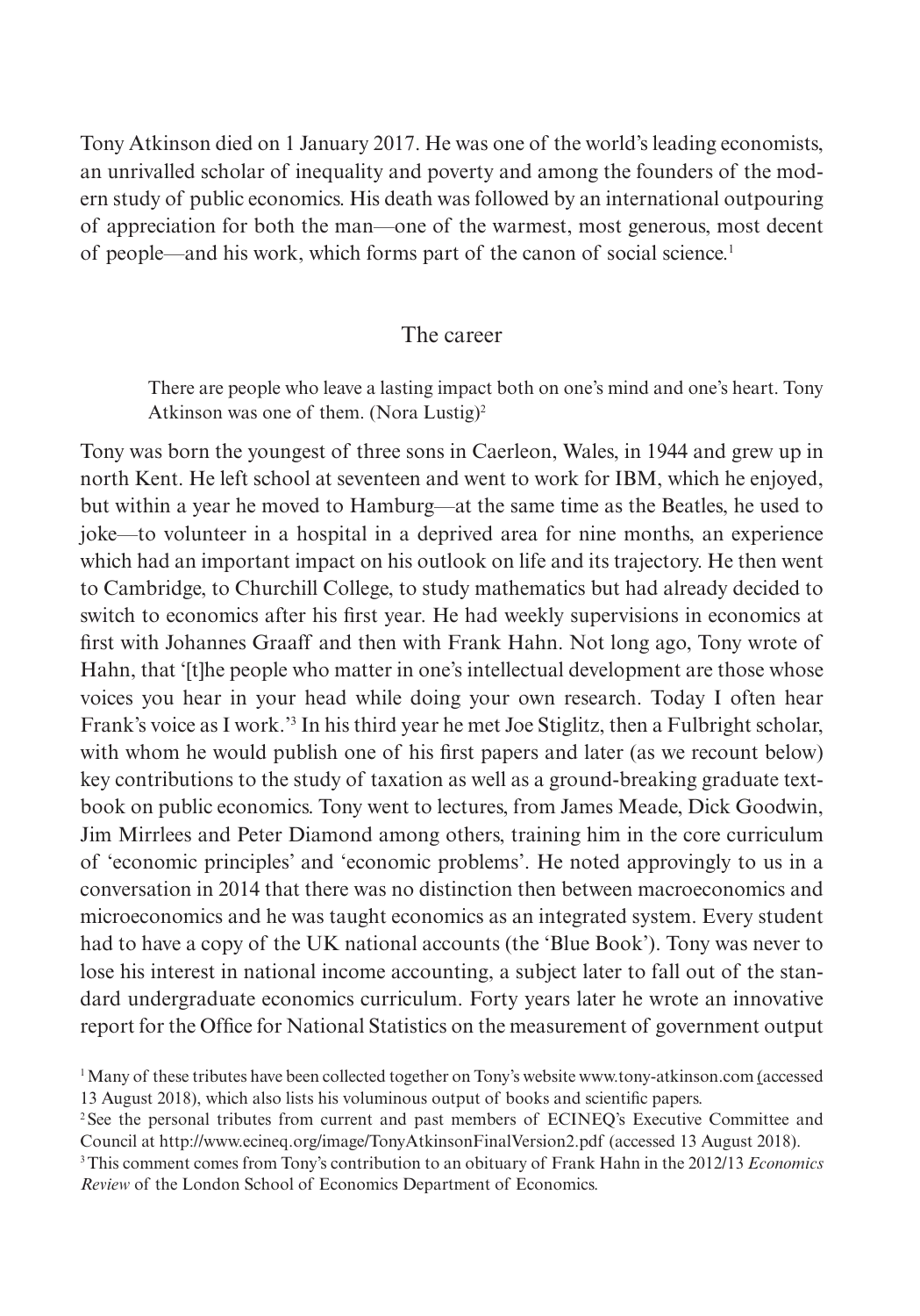Tony Atkinson died on 1 January 2017. He was one of the world's leading economists, an unrivalled scholar of inequality and poverty and among the founders of the modern study of public economics. His death was followed by an international outpouring of appreciation for both the man—one of the warmest, most generous, most decent of people—and his work, which forms part of the canon of social science.[1]

## The career

> There are people who leave a lasting impact both on one's mind and one's heart. Tony Atkinson was one of them. (Nora Lustig)[2]

Tony was born the youngest of three sons in Caerleon, Wales, in 1944 and grew up in north Kent. He left school at seventeen and went to work for IBM, which he enjoyed, but within a year he moved to Hamburg—at the same time as the Beatles, he used to joke—to volunteer in a hospital in a deprived area for nine months, an experience which had an important impact on his outlook on life and its trajectory. He then went to Cambridge, to Churchill College, to study mathematics but had already decided to switch to economics after his first year. He had weekly supervisions in economics at first with Johannes Graaff and then with Frank Hahn. Not long ago, Tony wrote of Hahn, that '[t]he people who matter in one's intellectual development are those whose voices you hear in your head while doing your own research. Today I often hear Frank's voice as I work.'[3] In his third year he met Joe Stiglitz, then a Fulbright scholar, with whom he would publish one of his first papers and later (as we recount below) key contributions to the study of taxation as well as a ground-breaking graduate textbook on public economics. Tony went to lectures, from James Meade, Dick Goodwin, Jim Mirrlees and Peter Diamond among others, training him in the core curriculum of 'economic principles' and 'economic problems'. He noted approvingly to us in a conversation in 2014 that there was no distinction then between macroeconomics and microeconomics and he was taught economics as an integrated system. Every student had to have a copy of the UK national accounts (the 'Blue Book'). Tony was never to lose his interest in national income accounting, a subject later to fall out of the standard undergraduate economics curriculum. Forty years later he wrote an innovative report for the Office for National Statistics on the measurement of government output

[1] Many of these tributes have been collected together on Tony's website www.tony-atkinson.com (accessed 13 August 2018), which also lists his voluminous output of books and scientific papers.

[2] See the personal tributes from current and past members of ECINEQ's Executive Committee and Council at http://www.ecineq.org/image/TonyAtkinsonFinalVersion2.pdf (accessed 13 August 2018).

[3] This comment comes from Tony's contribution to an obituary of Frank Hahn in the 2012/13 *Economics Review* of the London School of Economics Department of Economics.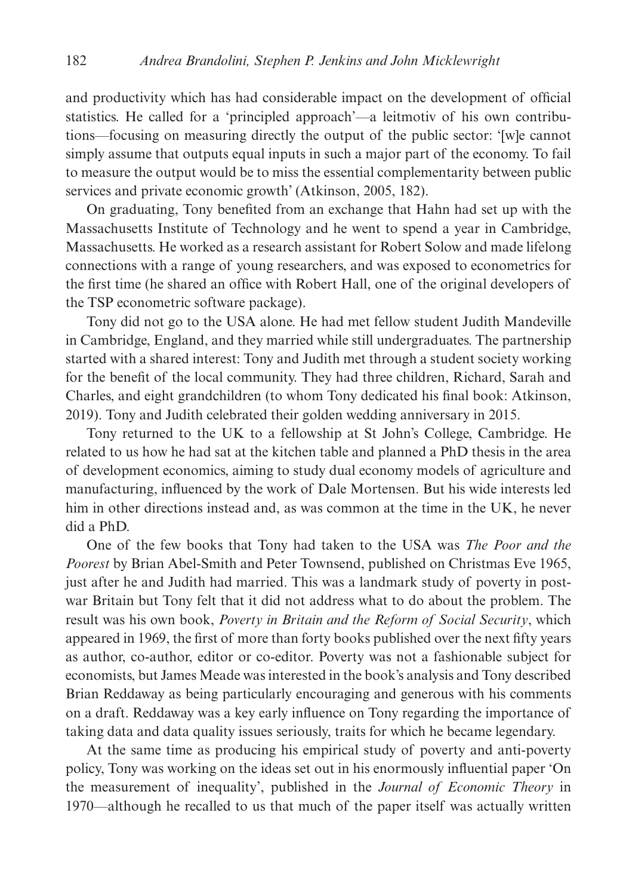and productivity which has had considerable impact on the development of official statistics. He called for a 'principled approach'—a leitmotiv of his own contributions—focusing on measuring directly the output of the public sector: '[w]e cannot simply assume that outputs equal inputs in such a major part of the economy. To fail to measure the output would be to miss the essential complementarity between public services and private economic growth' (Atkinson, 2005, 182).

On graduating, Tony benefited from an exchange that Hahn had set up with the Massachusetts Institute of Technology and he went to spend a year in Cambridge, Massachusetts. He worked as a research assistant for Robert Solow and made lifelong connections with a range of young researchers, and was exposed to econometrics for the first time (he shared an office with Robert Hall, one of the original developers of the TSP econometric software package).

Tony did not go to the USA alone. He had met fellow student Judith Mandeville in Cambridge, England, and they married while still undergraduates. The partnership started with a shared interest: Tony and Judith met through a student society working for the benefit of the local community. They had three children, Richard, Sarah and Charles, and eight grandchildren (to whom Tony dedicated his final book: Atkinson, 2019). Tony and Judith celebrated their golden wedding anniversary in 2015.

Tony returned to the UK to a fellowship at St John's College, Cambridge. He related to us how he had sat at the kitchen table and planned a PhD thesis in the area of development economics, aiming to study dual economy models of agriculture and manufacturing, influenced by the work of Dale Mortensen. But his wide interests led him in other directions instead and, as was common at the time in the UK, he never did a PhD.

One of the few books that Tony had taken to the USA was *The Poor and the Poorest* by Brian Abel-Smith and Peter Townsend, published on Christmas Eve 1965, just after he and Judith had married. This was a landmark study of poverty in post-war Britain but Tony felt that it did not address what to do about the problem. The result was his own book, *Poverty in Britain and the Reform of Social Security*, which appeared in 1969, the first of more than forty books published over the next fifty years as author, co-author, editor or co-editor. Poverty was not a fashionable subject for economists, but James Meade was interested in the book's analysis and Tony described Brian Reddaway as being particularly encouraging and generous with his comments on a draft. Reddaway was a key early influence on Tony regarding the importance of taking data and data quality issues seriously, traits for which he became legendary.

At the same time as producing his empirical study of poverty and anti-poverty policy, Tony was working on the ideas set out in his enormously influential paper 'On the measurement of inequality', published in the *Journal of Economic Theory* in 1970—although he recalled to us that much of the paper itself was actually written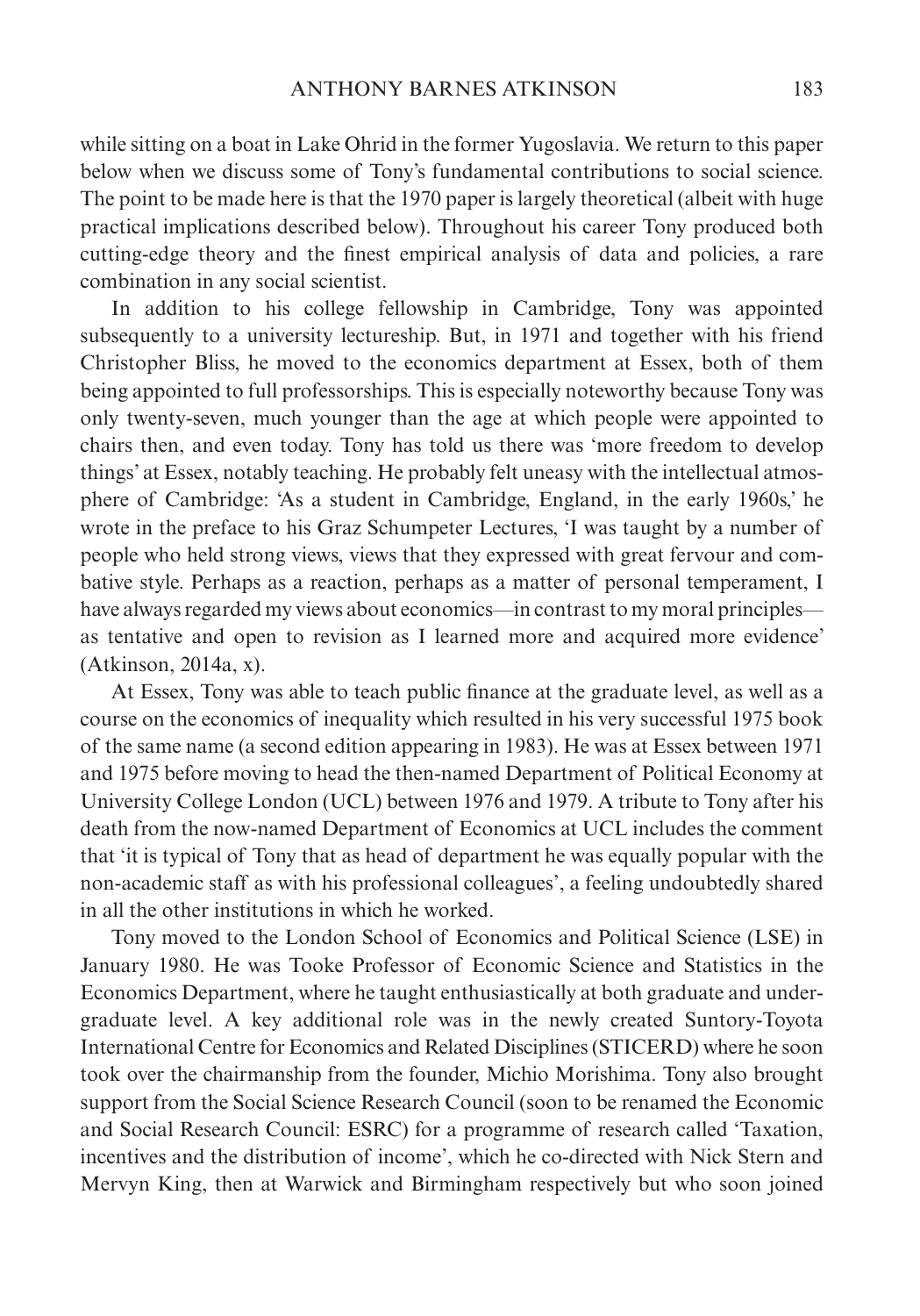while sitting on a boat in Lake Ohrid in the former Yugoslavia. We return to this paper below when we discuss some of Tony's fundamental contributions to social science. The point to be made here is that the 1970 paper is largely theoretical (albeit with huge practical implications described below). Throughout his career Tony produced both cutting-edge theory and the finest empirical analysis of data and policies, a rare combination in any social scientist.

In addition to his college fellowship in Cambridge, Tony was appointed subsequently to a university lectureship. But, in 1971 and together with his friend Christopher Bliss, he moved to the economics department at Essex, both of them being appointed to full professorships. This is especially noteworthy because Tony was only twenty-seven, much younger than the age at which people were appointed to chairs then, and even today. Tony has told us there was 'more freedom to develop things' at Essex, notably teaching. He probably felt uneasy with the intellectual atmosphere of Cambridge: 'As a student in Cambridge, England, in the early 1960s,' he wrote in the preface to his Graz Schumpeter Lectures, 'I was taught by a number of people who held strong views, views that they expressed with great fervour and combative style. Perhaps as a reaction, perhaps as a matter of personal temperament, I have always regarded my views about economics—in contrast to my moral principles—as tentative and open to revision as I learned more and acquired more evidence' (Atkinson, 2014a, x).

At Essex, Tony was able to teach public finance at the graduate level, as well as a course on the economics of inequality which resulted in his very successful 1975 book of the same name (a second edition appearing in 1983). He was at Essex between 1971 and 1975 before moving to head the then-named Department of Political Economy at University College London (UCL) between 1976 and 1979. A tribute to Tony after his death from the now-named Department of Economics at UCL includes the comment that 'it is typical of Tony that as head of department he was equally popular with the non-academic staff as with his professional colleagues', a feeling undoubtedly shared in all the other institutions in which he worked.

Tony moved to the London School of Economics and Political Science (LSE) in January 1980. He was Tooke Professor of Economic Science and Statistics in the Economics Department, where he taught enthusiastically at both graduate and undergraduate level. A key additional role was in the newly created Suntory-Toyota International Centre for Economics and Related Disciplines (STICERD) where he soon took over the chairmanship from the founder, Michio Morishima. Tony also brought support from the Social Science Research Council (soon to be renamed the Economic and Social Research Council: ESRC) for a programme of research called 'Taxation, incentives and the distribution of income', which he co-directed with Nick Stern and Mervyn King, then at Warwick and Birmingham respectively but who soon joined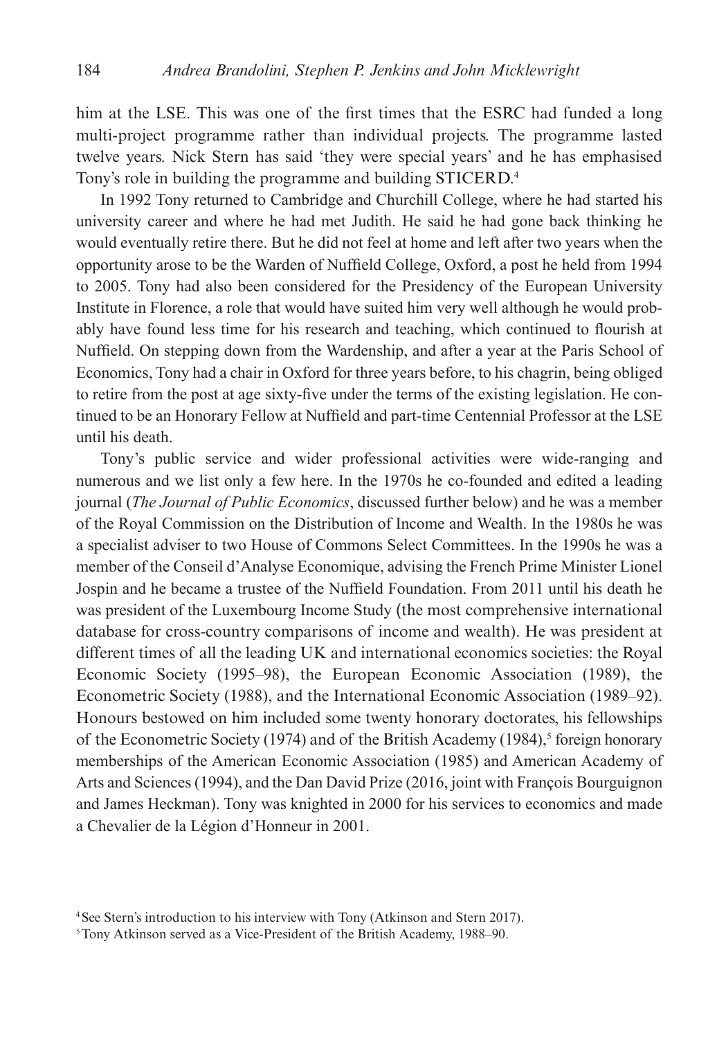him at the LSE. This was one of the first times that the ESRC had funded a long multi-project programme rather than individual projects. The programme lasted twelve years. Nick Stern has said 'they were special years' and he has emphasised Tony's role in building the programme and building STICERD.[4]

In 1992 Tony returned to Cambridge and Churchill College, where he had started his university career and where he had met Judith. He said he had gone back thinking he would eventually retire there. But he did not feel at home and left after two years when the opportunity arose to be the Warden of Nuffield College, Oxford, a post he held from 1994 to 2005. Tony had also been considered for the Presidency of the European University Institute in Florence, a role that would have suited him very well although he would probably have found less time for his research and teaching, which continued to flourish at Nuffield. On stepping down from the Wardenship, and after a year at the Paris School of Economics, Tony had a chair in Oxford for three years before, to his chagrin, being obliged to retire from the post at age sixty-five under the terms of the existing legislation. He continued to be an Honorary Fellow at Nuffield and part-time Centennial Professor at the LSE until his death.

Tony's public service and wider professional activities were wide-ranging and numerous and we list only a few here. In the 1970s he co-founded and edited a leading journal (*The Journal of Public Economics*, discussed further below) and he was a member of the Royal Commission on the Distribution of Income and Wealth. In the 1980s he was a specialist adviser to two House of Commons Select Committees. In the 1990s he was a member of the Conseil d'Analyse Economique, advising the French Prime Minister Lionel Jospin and he became a trustee of the Nuffield Foundation. From 2011 until his death he was president of the Luxembourg Income Study (the most comprehensive international database for cross-country comparisons of income and wealth). He was president at different times of all the leading UK and international economics societies: the Royal Economic Society (1995–98), the European Economic Association (1989), the Econometric Society (1988), and the International Economic Association (1989–92). Honours bestowed on him included some twenty honorary doctorates, his fellowships of the Econometric Society (1974) and of the British Academy (1984),[5] foreign honorary memberships of the American Economic Association (1985) and American Academy of Arts and Sciences (1994), and the Dan David Prize (2016, joint with François Bourguignon and James Heckman). Tony was knighted in 2000 for his services to economics and made a Chevalier de la Légion d'Honneur in 2001.

[4] See Stern's introduction to his interview with Tony (Atkinson and Stern 2017).

[5] Tony Atkinson served as a Vice-President of the British Academy, 1988–90.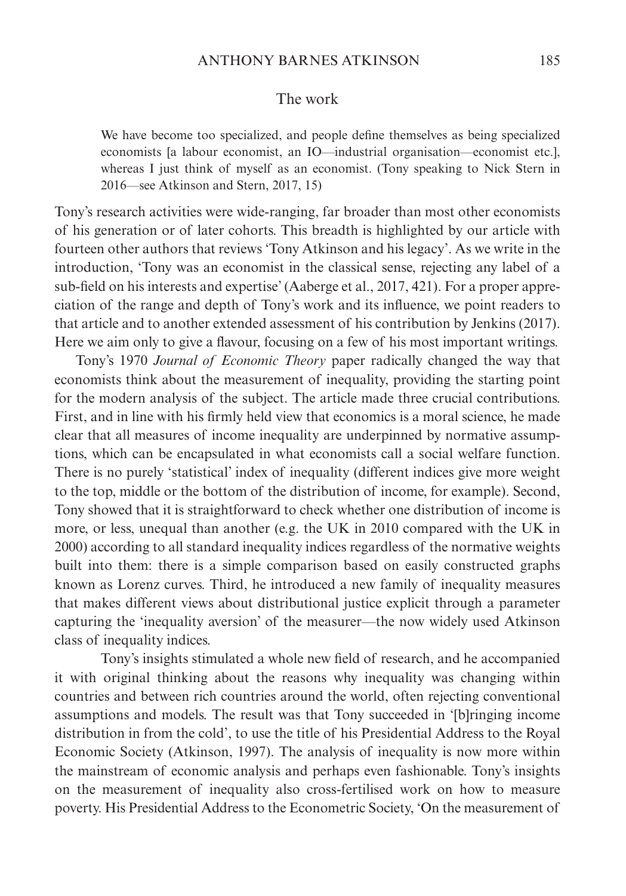## The work

> We have become too specialized, and people define themselves as being specialized economists [a labour economist, an IO—industrial organisation—economist etc.], whereas I just think of myself as an economist. (Tony speaking to Nick Stern in 2016—see Atkinson and Stern, 2017, 15)

Tony's research activities were wide-ranging, far broader than most other economists of his generation or of later cohorts. This breadth is highlighted by our article with fourteen other authors that reviews 'Tony Atkinson and his legacy'. As we write in the introduction, 'Tony was an economist in the classical sense, rejecting any label of a sub-field on his interests and expertise' (Aaberge et al., 2017, 421). For a proper appreciation of the range and depth of Tony's work and its influence, we point readers to that article and to another extended assessment of his contribution by Jenkins (2017). Here we aim only to give a flavour, focusing on a few of his most important writings.

Tony's 1970 *Journal of Economic Theory* paper radically changed the way that economists think about the measurement of inequality, providing the starting point for the modern analysis of the subject. The article made three crucial contributions. First, and in line with his firmly held view that economics is a moral science, he made clear that all measures of income inequality are underpinned by normative assumptions, which can be encapsulated in what economists call a social welfare function. There is no purely 'statistical' index of inequality (different indices give more weight to the top, middle or the bottom of the distribution of income, for example). Second, Tony showed that it is straightforward to check whether one distribution of income is more, or less, unequal than another (e.g. the UK in 2010 compared with the UK in 2000) according to all standard inequality indices regardless of the normative weights built into them: there is a simple comparison based on easily constructed graphs known as Lorenz curves. Third, he introduced a new family of inequality measures that makes different views about distributional justice explicit through a parameter capturing the 'inequality aversion' of the measurer—the now widely used Atkinson class of inequality indices.

Tony's insights stimulated a whole new field of research, and he accompanied it with original thinking about the reasons why inequality was changing within countries and between rich countries around the world, often rejecting conventional assumptions and models. The result was that Tony succeeded in '[b]ringing income distribution in from the cold', to use the title of his Presidential Address to the Royal Economic Society (Atkinson, 1997). The analysis of inequality is now more within the mainstream of economic analysis and perhaps even fashionable. Tony's insights on the measurement of inequality also cross-fertilised work on how to measure poverty. His Presidential Address to the Econometric Society, 'On the measurement of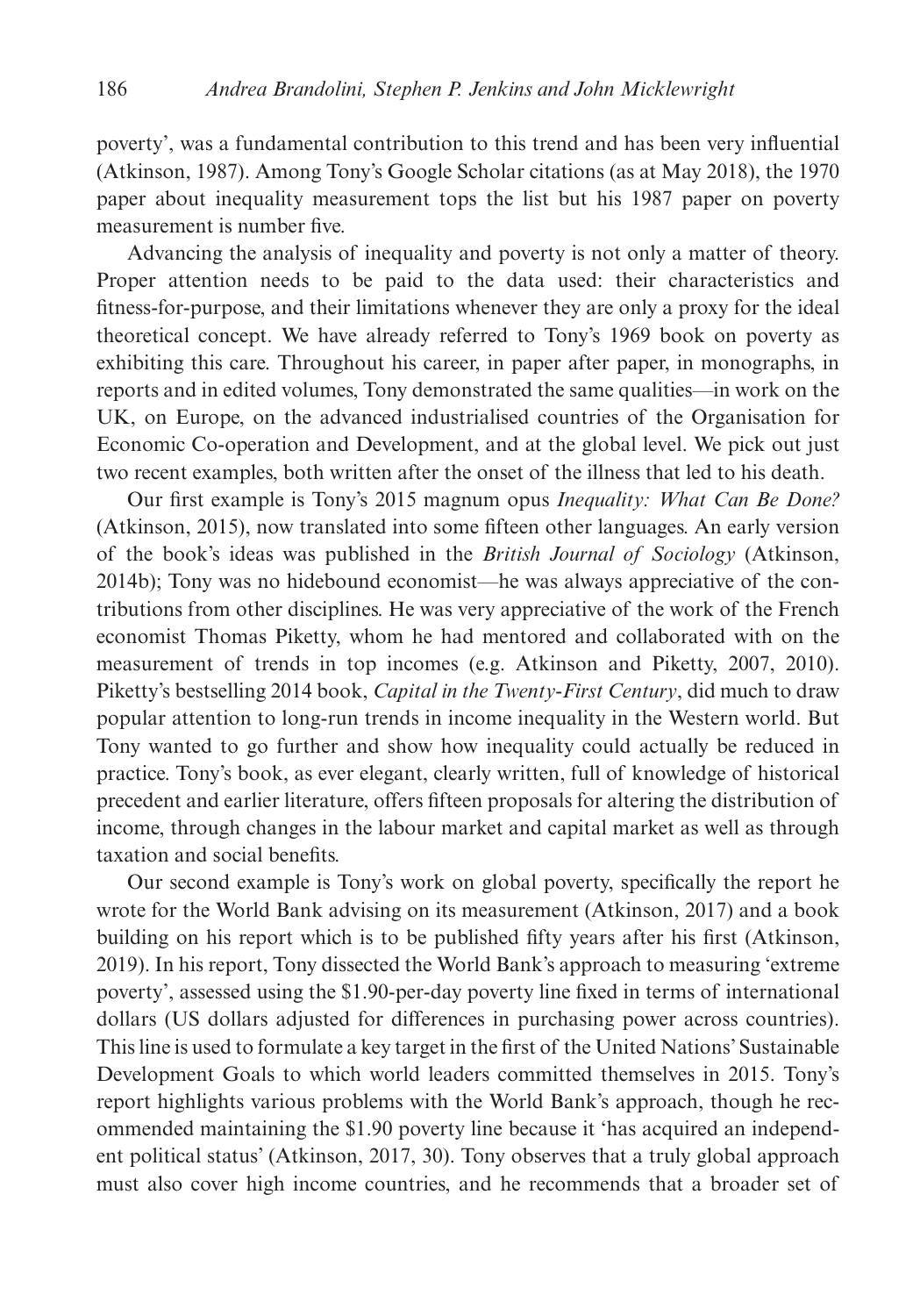poverty', was a fundamental contribution to this trend and has been very influential (Atkinson, 1987). Among Tony's Google Scholar citations (as at May 2018), the 1970 paper about inequality measurement tops the list but his 1987 paper on poverty measurement is number five.

Advancing the analysis of inequality and poverty is not only a matter of theory. Proper attention needs to be paid to the data used: their characteristics and fitness-for-purpose, and their limitations whenever they are only a proxy for the ideal theoretical concept. We have already referred to Tony's 1969 book on poverty as exhibiting this care. Throughout his career, in paper after paper, in monographs, in reports and in edited volumes, Tony demonstrated the same qualities—in work on the UK, on Europe, on the advanced industrialised countries of the Organisation for Economic Co-operation and Development, and at the global level. We pick out just two recent examples, both written after the onset of the illness that led to his death.

Our first example is Tony's 2015 magnum opus *Inequality: What Can Be Done?* (Atkinson, 2015), now translated into some fifteen other languages. An early version of the book's ideas was published in the *British Journal of Sociology* (Atkinson, 2014b); Tony was no hidebound economist—he was always appreciative of the contributions from other disciplines. He was very appreciative of the work of the French economist Thomas Piketty, whom he had mentored and collaborated with on the measurement of trends in top incomes (e.g. Atkinson and Piketty, 2007, 2010). Piketty's bestselling 2014 book, *Capital in the Twenty-First Century*, did much to draw popular attention to long-run trends in income inequality in the Western world. But Tony wanted to go further and show how inequality could actually be reduced in practice. Tony's book, as ever elegant, clearly written, full of knowledge of historical precedent and earlier literature, offers fifteen proposals for altering the distribution of income, through changes in the labour market and capital market as well as through taxation and social benefits.

Our second example is Tony's work on global poverty, specifically the report he wrote for the World Bank advising on its measurement (Atkinson, 2017) and a book building on his report which is to be published fifty years after his first (Atkinson, 2019). In his report, Tony dissected the World Bank's approach to measuring 'extreme poverty', assessed using the $1.90-per-day poverty line fixed in terms of international dollars (US dollars adjusted for differences in purchasing power across countries). This line is used to formulate a key target in the first of the United Nations' Sustainable Development Goals to which world leaders committed themselves in 2015. Tony's report highlights various problems with the World Bank's approach, though he recommended maintaining the $1.90 poverty line because it 'has acquired an independent political status' (Atkinson, 2017, 30). Tony observes that a truly global approach must also cover high income countries, and he recommends that a broader set of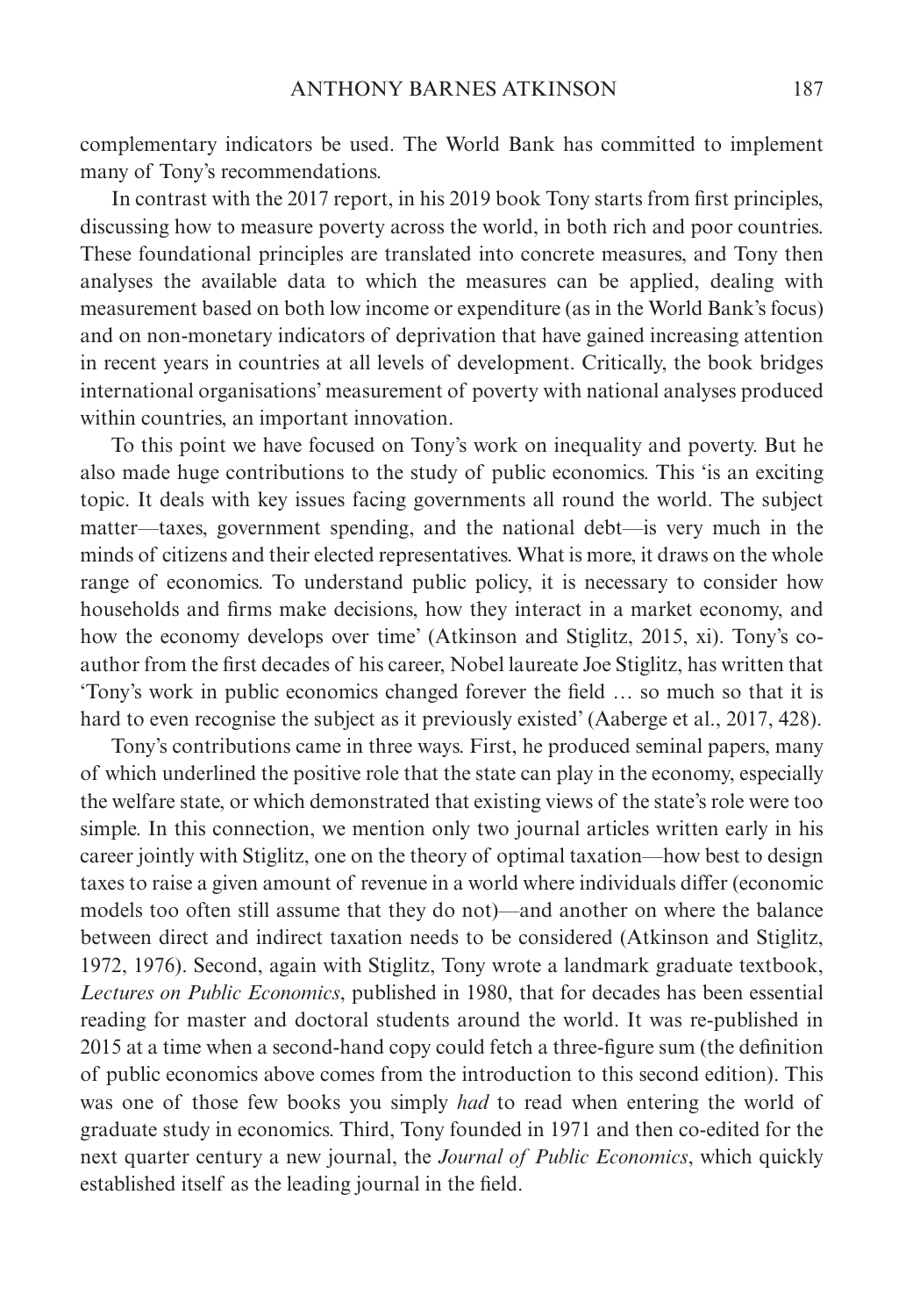complementary indicators be used. The World Bank has committed to implement many of Tony's recommendations.

In contrast with the 2017 report, in his 2019 book Tony starts from first principles, discussing how to measure poverty across the world, in both rich and poor countries. These foundational principles are translated into concrete measures, and Tony then analyses the available data to which the measures can be applied, dealing with measurement based on both low income or expenditure (as in the World Bank's focus) and on non-monetary indicators of deprivation that have gained increasing attention in recent years in countries at all levels of development. Critically, the book bridges international organisations' measurement of poverty with national analyses produced within countries, an important innovation.

To this point we have focused on Tony's work on inequality and poverty. But he also made huge contributions to the study of public economics. This 'is an exciting topic. It deals with key issues facing governments all round the world. The subject matter—taxes, government spending, and the national debt—is very much in the minds of citizens and their elected representatives. What is more, it draws on the whole range of economics. To understand public policy, it is necessary to consider how households and firms make decisions, how they interact in a market economy, and how the economy develops over time' (Atkinson and Stiglitz, 2015, xi). Tony's co-author from the first decades of his career, Nobel laureate Joe Stiglitz, has written that 'Tony's work in public economics changed forever the field … so much so that it is hard to even recognise the subject as it previously existed' (Aaberge et al., 2017, 428).

Tony's contributions came in three ways. First, he produced seminal papers, many of which underlined the positive role that the state can play in the economy, especially the welfare state, or which demonstrated that existing views of the state's role were too simple. In this connection, we mention only two journal articles written early in his career jointly with Stiglitz, one on the theory of optimal taxation—how best to design taxes to raise a given amount of revenue in a world where individuals differ (economic models too often still assume that they do not)—and another on where the balance between direct and indirect taxation needs to be considered (Atkinson and Stiglitz, 1972, 1976). Second, again with Stiglitz, Tony wrote a landmark graduate textbook, *Lectures on Public Economics*, published in 1980, that for decades has been essential reading for master and doctoral students around the world. It was re-published in 2015 at a time when a second-hand copy could fetch a three-figure sum (the definition of public economics above comes from the introduction to this second edition). This was one of those few books you simply *had* to read when entering the world of graduate study in economics. Third, Tony founded in 1971 and then co-edited for the next quarter century a new journal, the *Journal of Public Economics*, which quickly established itself as the leading journal in the field.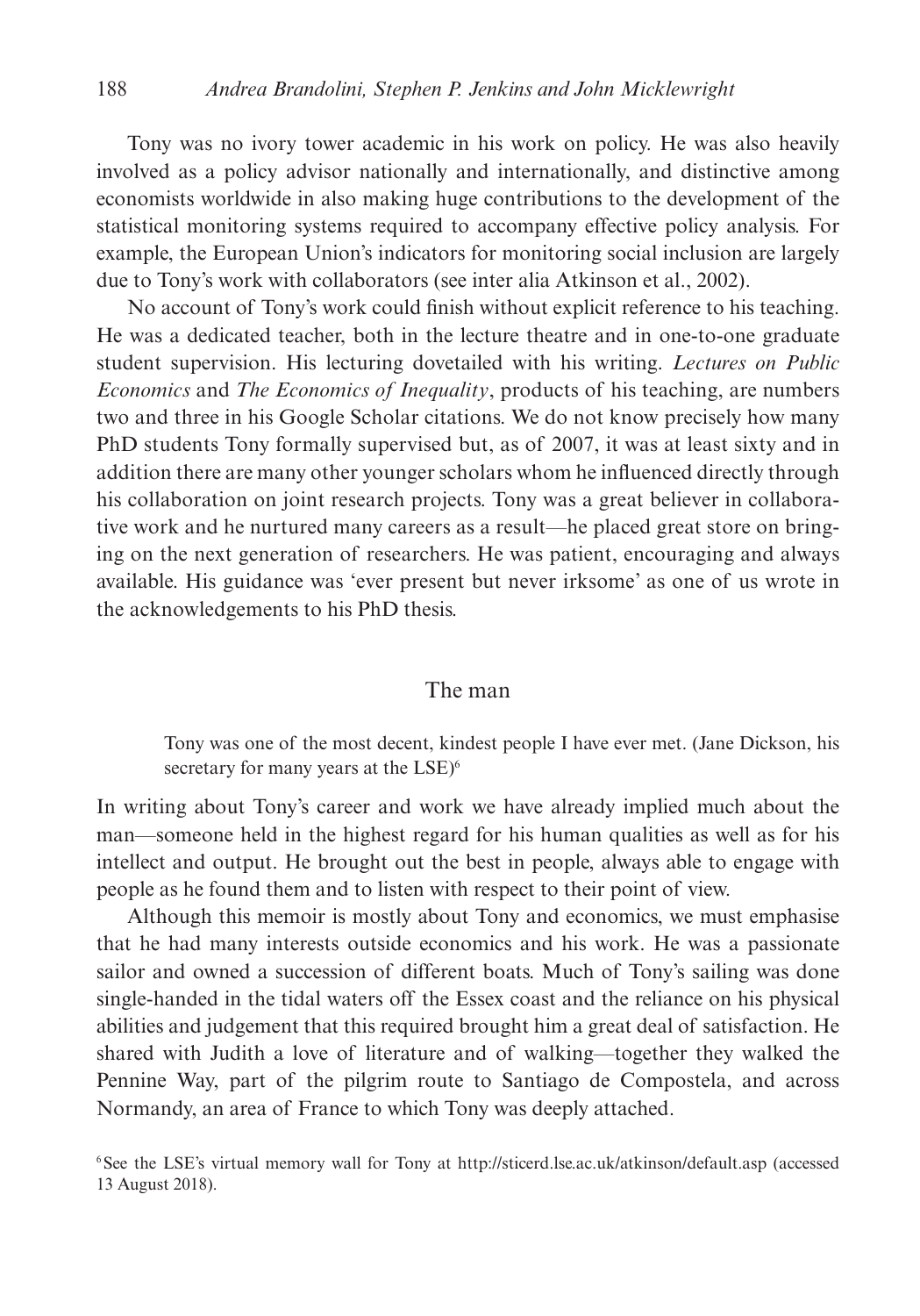Tony was no ivory tower academic in his work on policy. He was also heavily involved as a policy advisor nationally and internationally, and distinctive among economists worldwide in also making huge contributions to the development of the statistical monitoring systems required to accompany effective policy analysis. For example, the European Union's indicators for monitoring social inclusion are largely due to Tony's work with collaborators (see inter alia Atkinson et al., 2002).

No account of Tony's work could finish without explicit reference to his teaching. He was a dedicated teacher, both in the lecture theatre and in one-to-one graduate student supervision. His lecturing dovetailed with his writing. *Lectures on Public Economics* and *The Economics of Inequality*, products of his teaching, are numbers two and three in his Google Scholar citations. We do not know precisely how many PhD students Tony formally supervised but, as of 2007, it was at least sixty and in addition there are many other younger scholars whom he influenced directly through his collaboration on joint research projects. Tony was a great believer in collaborative work and he nurtured many careers as a result—he placed great store on bringing on the next generation of researchers. He was patient, encouraging and always available. His guidance was 'ever present but never irksome' as one of us wrote in the acknowledgements to his PhD thesis.

## The man

> Tony was one of the most decent, kindest people I have ever met. (Jane Dickson, his secretary for many years at the LSE)[6]

In writing about Tony's career and work we have already implied much about the man—someone held in the highest regard for his human qualities as well as for his intellect and output. He brought out the best in people, always able to engage with people as he found them and to listen with respect to their point of view.

Although this memoir is mostly about Tony and economics, we must emphasise that he had many interests outside economics and his work. He was a passionate sailor and owned a succession of different boats. Much of Tony's sailing was done single-handed in the tidal waters off the Essex coast and the reliance on his physical abilities and judgement that this required brought him a great deal of satisfaction. He shared with Judith a love of literature and of walking—together they walked the Pennine Way, part of the pilgrim route to Santiago de Compostela, and across Normandy, an area of France to which Tony was deeply attached.

[6] See the LSE's virtual memory wall for Tony at http://sticerd.lse.ac.uk/atkinson/default.asp (accessed 13 August 2018).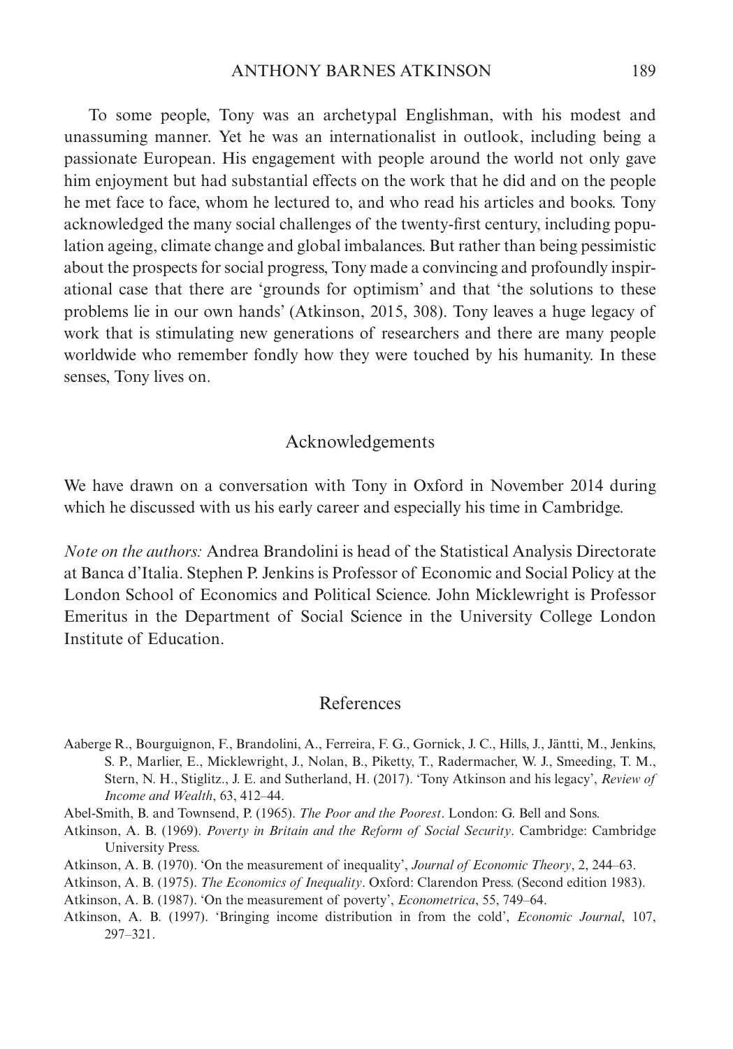To some people, Tony was an archetypal Englishman, with his modest and unassuming manner. Yet he was an internationalist in outlook, including being a passionate European. His engagement with people around the world not only gave him enjoyment but had substantial effects on the work that he did and on the people he met face to face, whom he lectured to, and who read his articles and books. Tony acknowledged the many social challenges of the twenty-first century, including population ageing, climate change and global imbalances. But rather than being pessimistic about the prospects for social progress, Tony made a convincing and profoundly inspirational case that there are 'grounds for optimism' and that 'the solutions to these problems lie in our own hands' (Atkinson, 2015, 308). Tony leaves a huge legacy of work that is stimulating new generations of researchers and there are many people worldwide who remember fondly how they were touched by his humanity. In these senses, Tony lives on.

## Acknowledgements

We have drawn on a conversation with Tony in Oxford in November 2014 during which he discussed with us his early career and especially his time in Cambridge.

*Note on the authors:* Andrea Brandolini is head of the Statistical Analysis Directorate at Banca d'Italia. Stephen P. Jenkins is Professor of Economic and Social Policy at the London School of Economics and Political Science. John Micklewright is Professor Emeritus in the Department of Social Science in the University College London Institute of Education.

## References

Aaberge R., Bourguignon, F., Brandolini, A., Ferreira, F. G., Gornick, J. C., Hills, J., Jäntti, M., Jenkins, S. P., Marlier, E., Micklewright, J., Nolan, B., Piketty, T., Radermacher, W. J., Smeeding, T. M., Stern, N. H., Stiglitz., J. E. and Sutherland, H. (2017). 'Tony Atkinson and his legacy', *Review of Income and Wealth*, 63, 412–44.

Abel-Smith, B. and Townsend, P. (1965). *The Poor and the Poorest*. London: G. Bell and Sons.

Atkinson, A. B. (1969). *Poverty in Britain and the Reform of Social Security*. Cambridge: Cambridge University Press.

Atkinson, A. B. (1970). 'On the measurement of inequality', *Journal of Economic Theory*, 2, 244–63.

Atkinson, A. B. (1975). *The Economics of Inequality*. Oxford: Clarendon Press. (Second edition 1983).

Atkinson, A. B. (1987). 'On the measurement of poverty', *Econometrica*, 55, 749–64.

Atkinson, A. B. (1997). 'Bringing income distribution in from the cold', *Economic Journal*, 107, 297–321.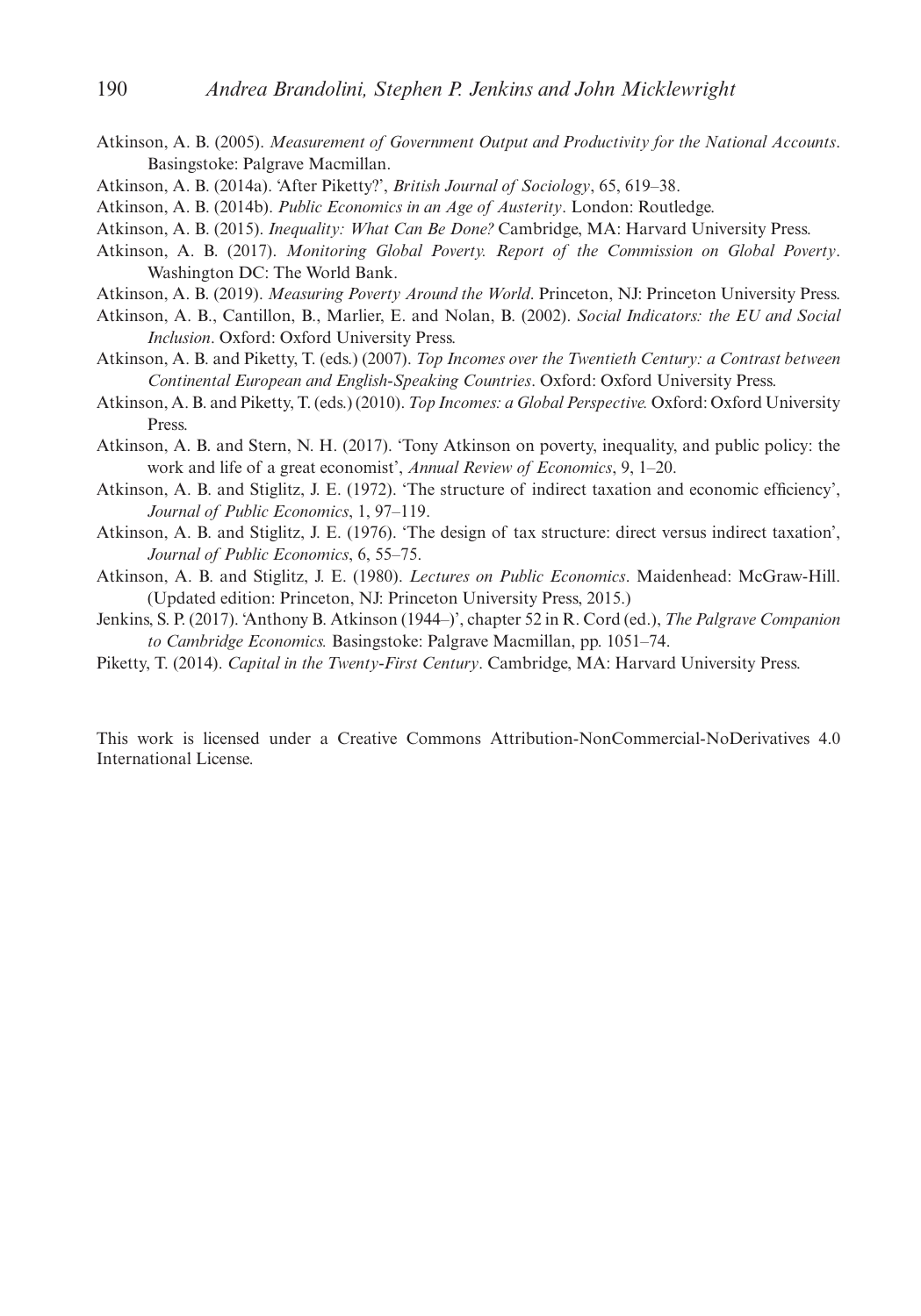Atkinson, A. B. (2005). *Measurement of Government Output and Productivity for the National Accounts*. Basingstoke: Palgrave Macmillan.

Atkinson, A. B. (2014a). 'After Piketty?', *British Journal of Sociology*, 65, 619–38.

Atkinson, A. B. (2014b). *Public Economics in an Age of Austerity*. London: Routledge.

Atkinson, A. B. (2015). *Inequality: What Can Be Done?* Cambridge, MA: Harvard University Press.

Atkinson, A. B. (2017). *Monitoring Global Poverty. Report of the Commission on Global Poverty*. Washington DC: The World Bank.

Atkinson, A. B. (2019). *Measuring Poverty Around the World*. Princeton, NJ: Princeton University Press.

Atkinson, A. B., Cantillon, B., Marlier, E. and Nolan, B. (2002). *Social Indicators: the EU and Social Inclusion*. Oxford: Oxford University Press.

Atkinson, A. B. and Piketty, T. (eds.) (2007). *Top Incomes over the Twentieth Century: a Contrast between Continental European and English-Speaking Countries*. Oxford: Oxford University Press.

Atkinson, A. B. and Piketty, T. (eds.) (2010). *Top Incomes: a Global Perspective.* Oxford: Oxford University Press.

Atkinson, A. B. and Stern, N. H. (2017). 'Tony Atkinson on poverty, inequality, and public policy: the work and life of a great economist', *Annual Review of Economics*, 9, 1–20.

Atkinson, A. B. and Stiglitz, J. E. (1972). 'The structure of indirect taxation and economic efficiency', *Journal of Public Economics*, 1, 97–119.

Atkinson, A. B. and Stiglitz, J. E. (1976). 'The design of tax structure: direct versus indirect taxation', *Journal of Public Economics*, 6, 55–75.

Atkinson, A. B. and Stiglitz, J. E. (1980). *Lectures on Public Economics*. Maidenhead: McGraw-Hill. (Updated edition: Princeton, NJ: Princeton University Press, 2015.)

Jenkins, S. P. (2017). 'Anthony B. Atkinson (1944–)', chapter 52 in R. Cord (ed.), *The Palgrave Companion to Cambridge Economics.* Basingstoke: Palgrave Macmillan, pp. 1051–74.

Piketty, T. (2014). *Capital in the Twenty-First Century*. Cambridge, MA: Harvard University Press.

This work is licensed under a Creative Commons Attribution-NonCommercial-NoDerivatives 4.0 International License.